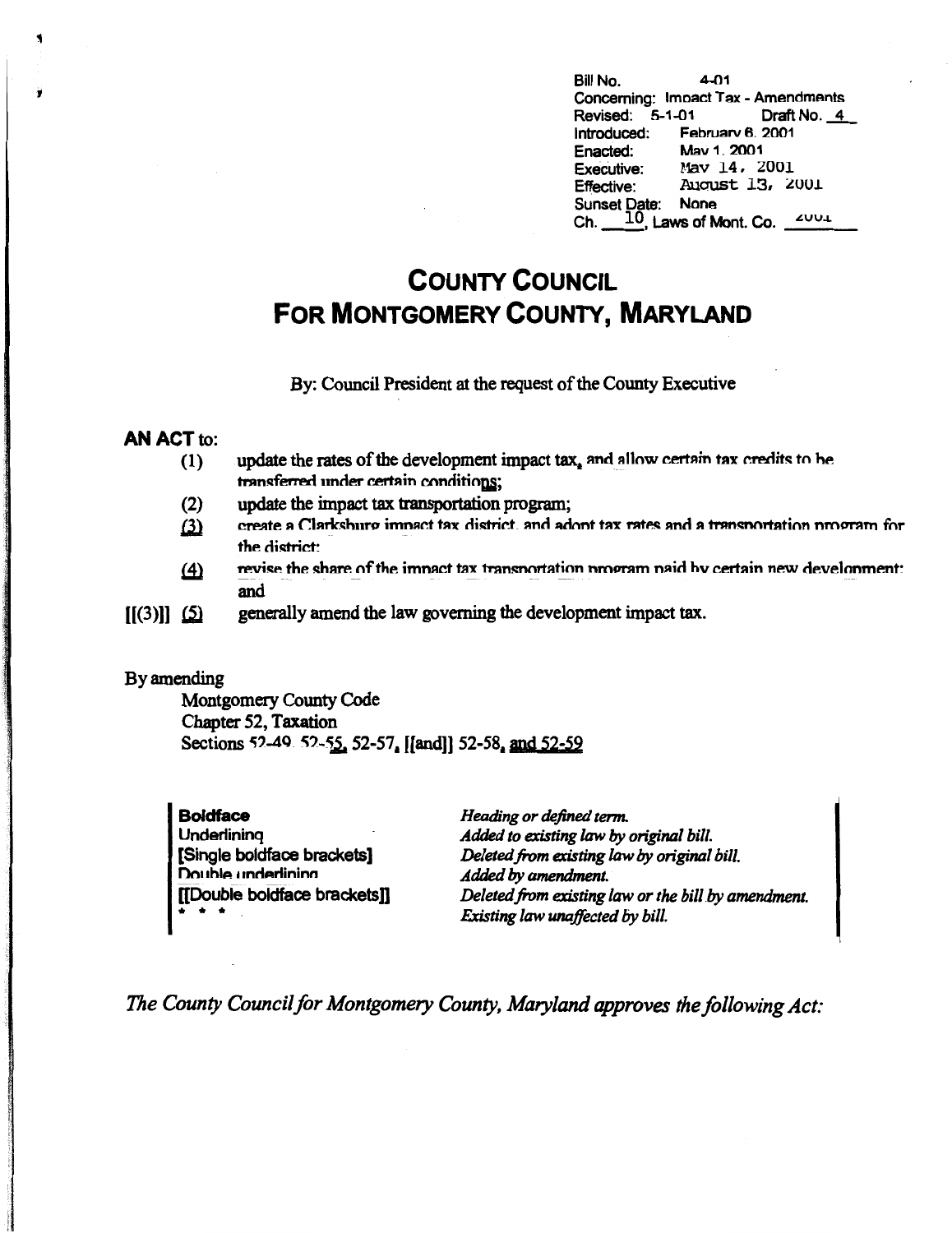Bill No. 4-01
Concerning: Impact Tax - Amendments
Revised: 5-1-01 Draft No. 4
Introduced: February 6, 2001
Enacted: May 1, 2001
Executive: May 14, 2001
Effective: August 13, 2001
Sunset Date: None
Ch. 10, Laws of Mont. Co. 2001

# COUNTY COUNCIL
# FOR MONTGOMERY COUNTY, MARYLAND

By: Council President at the request of the County Executive

**AN ACT** to:

(1) update the rates of the development impact tax, and allow certain tax credits to be transferred under certain conditions;

(2) update the impact tax transportation program;

(3) create a Clarksburg impact tax district, and adopt tax rates and a transportation program for the district;

(4) revise the share of the impact tax transportation program paid by certain new development; and

[[(3)]] (5) generally amend the law governing the development impact tax.

By amending

Montgomery County Code
Chapter 52, Taxation
Sections 52-49, 52-55, 52-57, [[and]] 52-58, and 52-59

| | |
|---|---|
| **Boldface** | *Heading or defined term.* |
| Underlining | *Added to existing law by original bill.* |
| [Single boldface brackets] | *Deleted from existing law by original bill.* |
| Double underlining | *Added by amendment.* |
| [[Double boldface brackets]] | *Deleted from existing law or the bill by amendment.* |
| * * * | *Existing law unaffected by bill.* |

*The County Council for Montgomery County, Maryland approves the following Act:*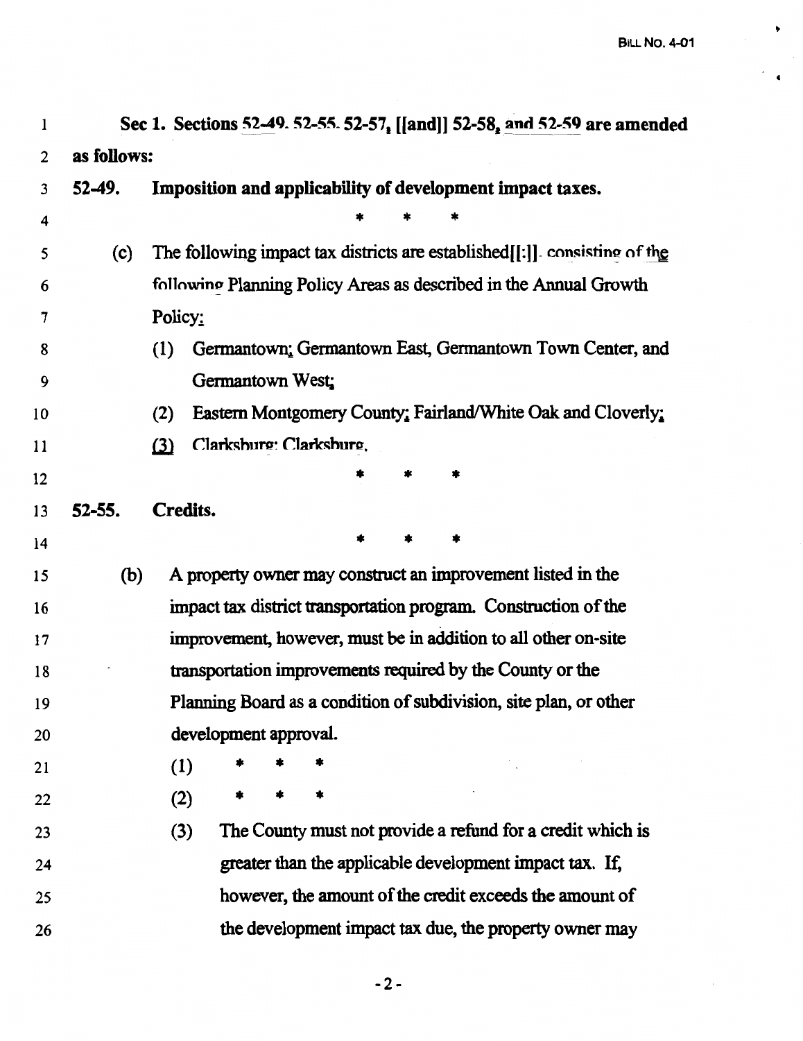**Sec 1. Sections 52-49, 52-55, 52-57, [[and]] 52-58, and 52-59 are amended as follows:**

**52-49. Imposition and applicability of development impact taxes.**

\* \* \*

(c) The following impact tax districts are established[[:]], consisting of the following Planning Policy Areas as described in the Annual Growth Policy:

(1) Germantown: Germantown East, Germantown Town Center, and Germantown West;

(2) Eastern Montgomery County: Fairland/White Oak and Cloverly;

(3) Clarksburg: Clarksburg.

\* \* \*

**52-55. Credits.**

\* \* \*

(b) A property owner may construct an improvement listed in the impact tax district transportation program. Construction of the improvement, however, must be in addition to all other on-site transportation improvements required by the County or the Planning Board as a condition of subdivision, site plan, or other development approval.

(1) \* \* \*

(2) \* \* \*

(3) The County must not provide a refund for a credit which is greater than the applicable development impact tax. If, however, the amount of the credit exceeds the amount of the development impact tax due, the property owner may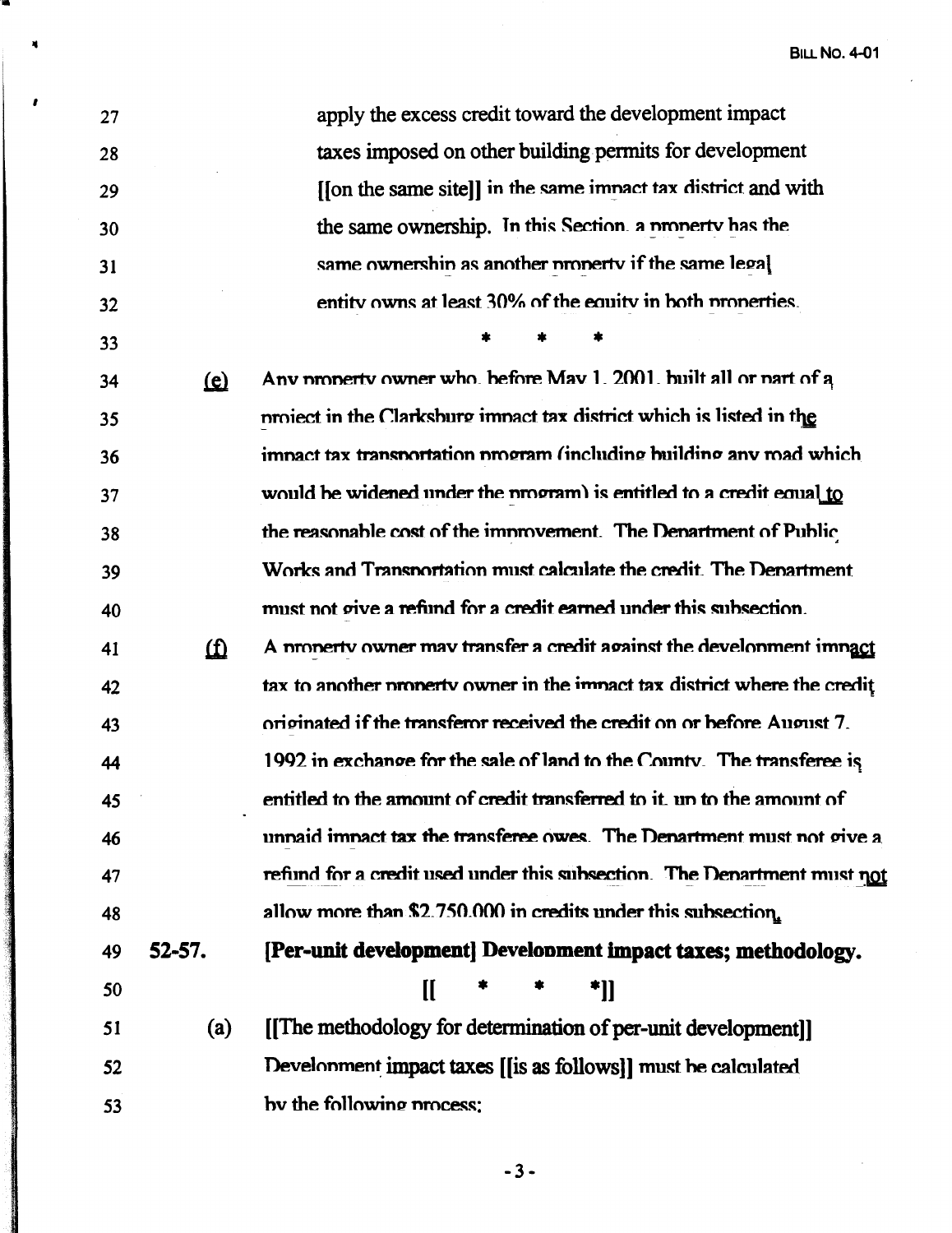27 apply the excess credit toward the development impact
28 taxes imposed on other building permits for development
29 [[on the same site]] in the same impact tax district and with
30 the same ownership. In this Section, a property has the
31 same ownership as another property if the same legal
32 entity owns at least 30% of the equity in both properties.

33 * * *

34 (e) Any property owner who, before May 1, 2001, built all or part of a
35 project in the Clarksburg impact tax district which is listed in the
36 impact tax transportation program (including building any road which
37 would be widened under the program) is entitled to a credit equal to
38 the reasonable cost of the improvement. The Department of Public
39 Works and Transportation must calculate the credit. The Department
40 must not give a refund for a credit earned under this subsection.

41 (f) A property owner may transfer a credit against the development impact
42 tax to another property owner in the impact tax district where the credit
43 originated if the transferor received the credit on or before August 7,
44 1992 in exchange for the sale of land to the County. The transferee is
45 entitled to the amount of credit transferred to it, up to the amount of
46 unpaid impact tax the transferee owes. The Department must not give a
47 refund for a credit used under this subsection. The Department must not
48 allow more than $2,750,000 in credits under this subsection.

49 **52-57. [Per-unit development] Development impact taxes; methodology.**

50 [[ * * *]]

51 (a) [[The methodology for determination of per-unit development]]
52 Development impact taxes [[is as follows]] must be calculated
53 by the following process: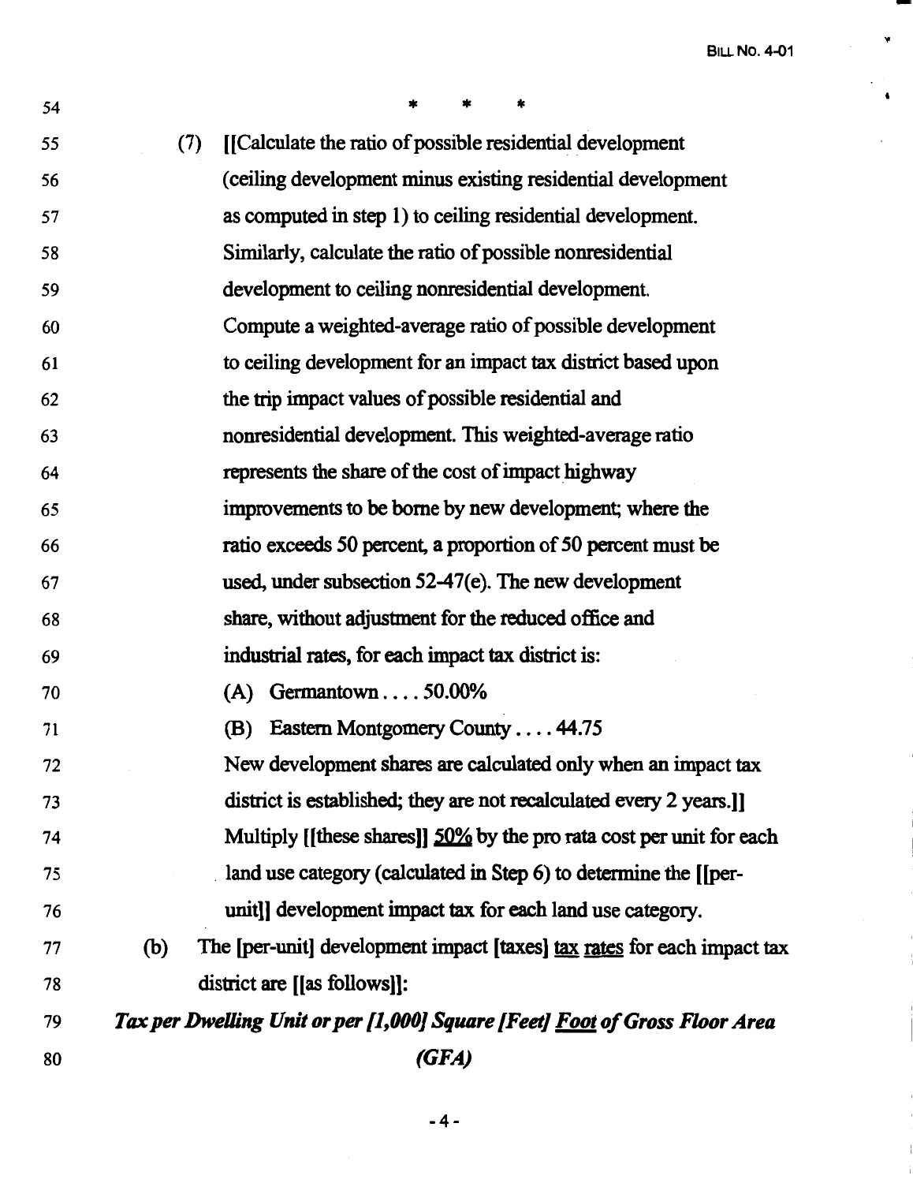54 \* \* \*

55 (7) [[Calculate the ratio of possible residential development
56 (ceiling development minus existing residential development
57 as computed in step 1) to ceiling residential development.
58 Similarly, calculate the ratio of possible nonresidential
59 development to ceiling nonresidential development.
60 Compute a weighted-average ratio of possible development
61 to ceiling development for an impact tax district based upon
62 the trip impact values of possible residential and
63 nonresidential development. This weighted-average ratio
64 represents the share of the cost of impact highway
65 improvements to be borne by new development; where the
66 ratio exceeds 50 percent, a proportion of 50 percent must be
67 used, under subsection 52-47(e). The new development
68 share, without adjustment for the reduced office and
69 industrial rates, for each impact tax district is:
70 (A) Germantown.... 50.00%
71 (B) Eastern Montgomery County.... 44.75
72 New development shares are calculated only when an impact tax
73 district is established; they are not recalculated every 2 years.]]
74 Multiply [[these shares]] <u>50%</u> by the pro rata cost per unit for each
75 land use category (calculated in Step 6) to determine the [[per-
76 unit]] development impact tax for each land use category.

77 (b) The [per-unit] development impact [taxes] <u>tax rates</u> for each impact tax
78 district are [[as follows]]:

79 ***Tax per Dwelling Unit or per [1,000] Square [Feet] <u>Foot</u> of Gross Floor Area***
80 ***(GFA)***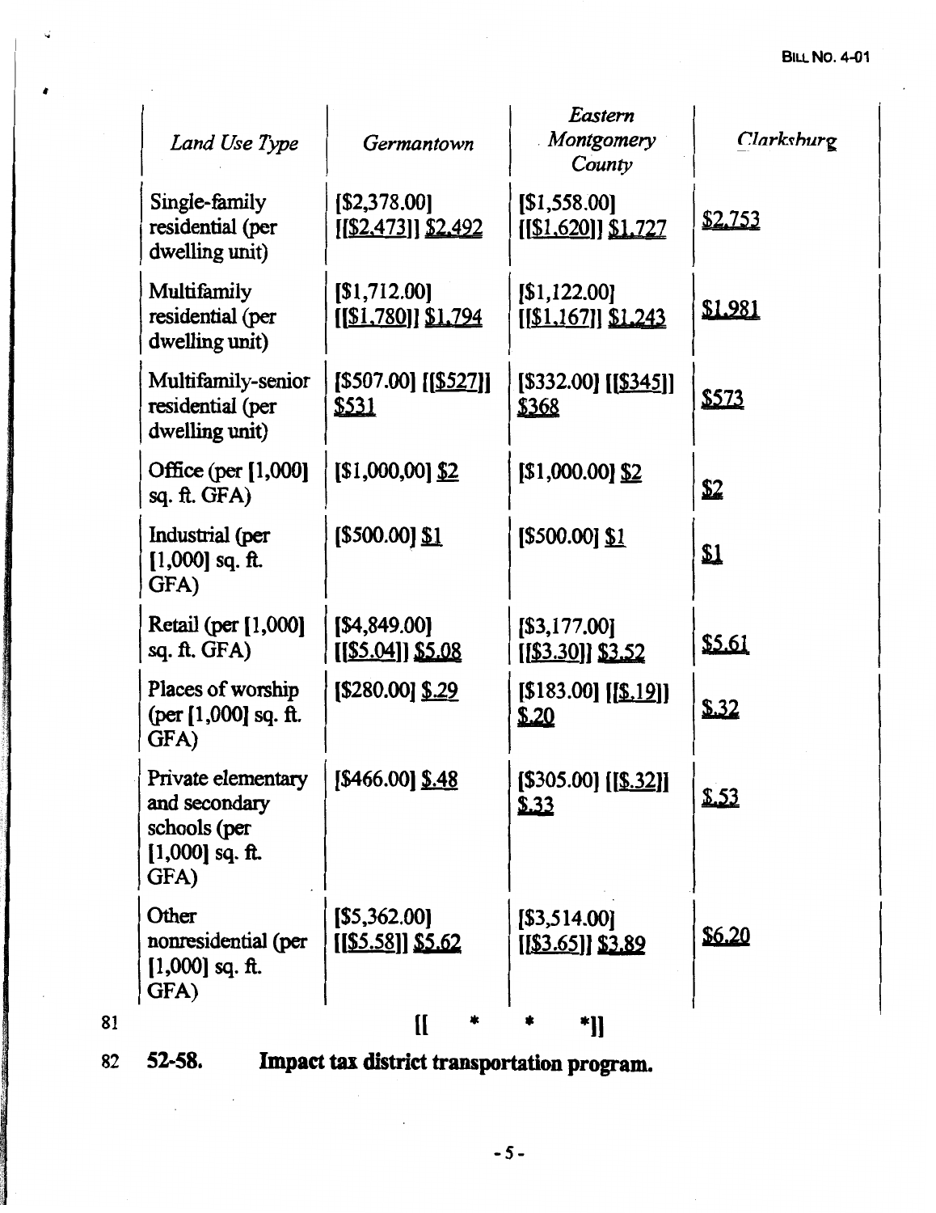| *Land Use Type* | *Germantown* | *Eastern Montgomery County* | *Clarksburg* |
|---|---|---|---|
| Single-family residential (per dwelling unit) | [$2,378.00] [[$2,473]] $2,492 | [$1,558.00] [[$1,620]] $1,727 | $2,753 |
| Multifamily residential (per dwelling unit) | [$1,712.00] [[$1,780]] $1,794 | [$1,122.00] [[$1,167]] $1,243 | $1,981 |
| Multifamily-senior residential (per dwelling unit) | [$507.00] [[$527]] $531 | [$332.00] [[$345]] $368 | $573 |
| Office (per [1,000] sq. ft. GFA) | [$1,000,00] $2 | [$1,000.00] $2 | $2 |
| Industrial (per [1,000] sq. ft. GFA) | [$500.00] $1 | [$500.00] $1 | $1 |
| Retail (per [1,000] sq. ft. GFA) | [$4,849.00] [[$5.04]] $5.08 | [$3,177.00] [[$3.30]] $3.52 | $5.61 |
| Places of worship (per [1,000] sq. ft. GFA) | [$280.00] $.29 | [$183.00] [[$.19]] $.20 | $.32 |
| Private elementary and secondary schools (per [1,000] sq. ft. GFA) | [$466.00] $.48 | [$305.00] [[$.32]] $.33 | $.53 |
| Other nonresidential (per [1,000] sq. ft. GFA) | [$5,362.00] [[$5.58]] $5.62 | [$3,514.00] [[$3.65]] $3.89 | $6.20 |

81 [[ * * *]]

82 **52-58. Impact tax district transportation program.**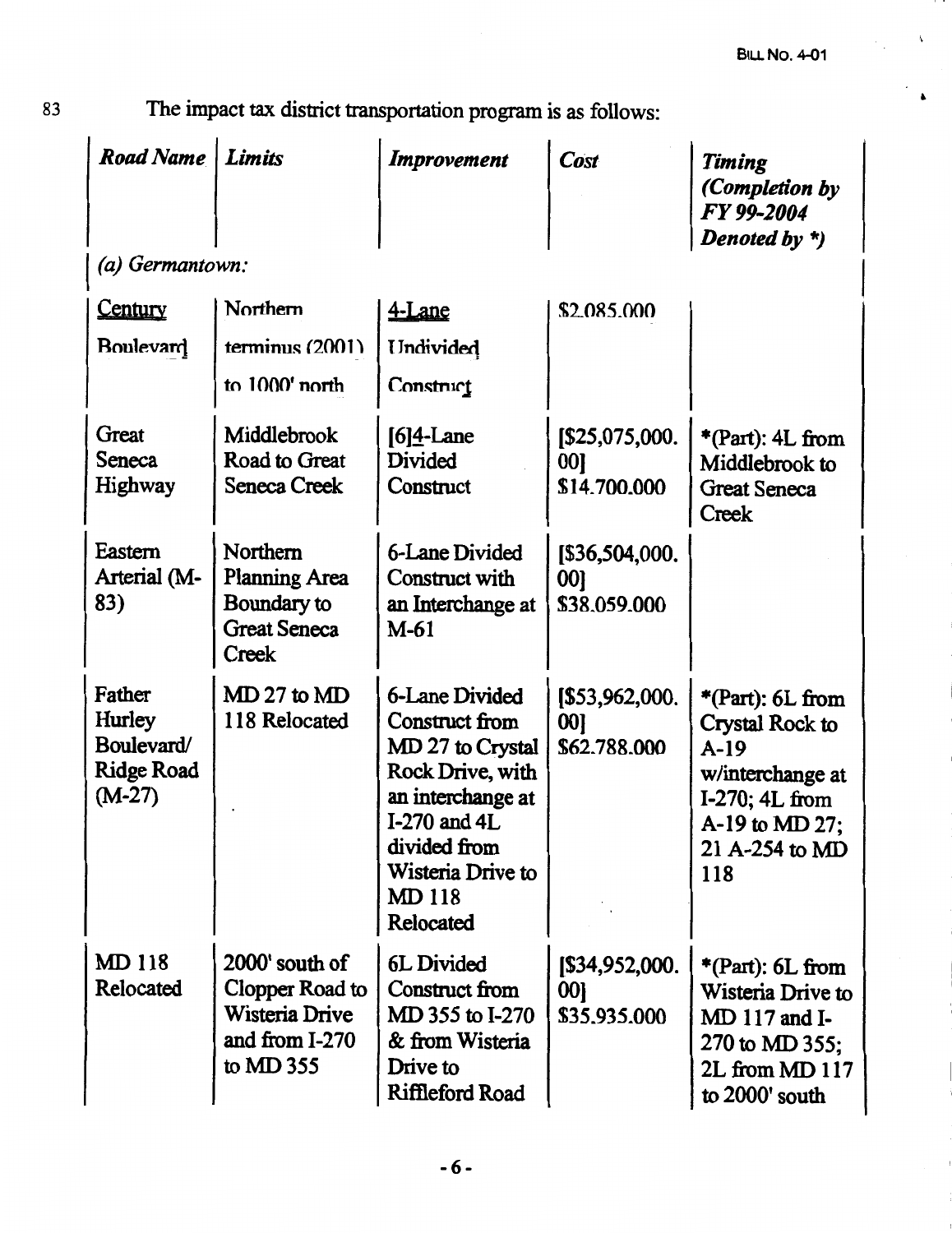83 The impact tax district transportation program is as follows:

| *Road Name* | *Limits* | *Improvement* | *Cost* | *Timing (Completion by FY 99-2004 Denoted by \*)* |
|---|---|---|---|---|
| *(a) Germantown:* | | | | |
| Century Boulevard | Northern terminus (2001) to 1000' north | 4-Lane Undivided Construct | $2,085,000 | |
| Great Seneca Highway | Middlebrook Road to Great Seneca Creek | [6]4-Lane Divided Construct | [$25,075,000.00] $14,700,000 | *(Part): 4L from Middlebrook to Great Seneca Creek |
| Eastern Arterial (M-83) | Northern Planning Area Boundary to Great Seneca Creek | 6-Lane Divided Construct with an Interchange at M-61 | [$36,504,000.00] $38,059,000 | |
| Father Hurley Boulevard/ Ridge Road (M-27) | MD 27 to MD 118 Relocated | 6-Lane Divided Construct from MD 27 to Crystal Rock Drive, with an interchange at I-270 and 4L divided from Wisteria Drive to MD 118 Relocated | [$53,962,000.00] $62,788,000 | *(Part): 6L from Crystal Rock to A-19 w/interchange at I-270; 4L from A-19 to MD 27; 21 A-254 to MD 118 |
| MD 118 Relocated | 2000' south of Clopper Road to Wisteria Drive and from I-270 to MD 355 | 6L Divided Construct from MD 355 to I-270 & from Wisteria Drive to Riffleford Road | [$34,952,000.00] $35,935,000 | *(Part): 6L from Wisteria Drive to MD 117 and I-270 to MD 355; 2L from MD 117 to 2000' south |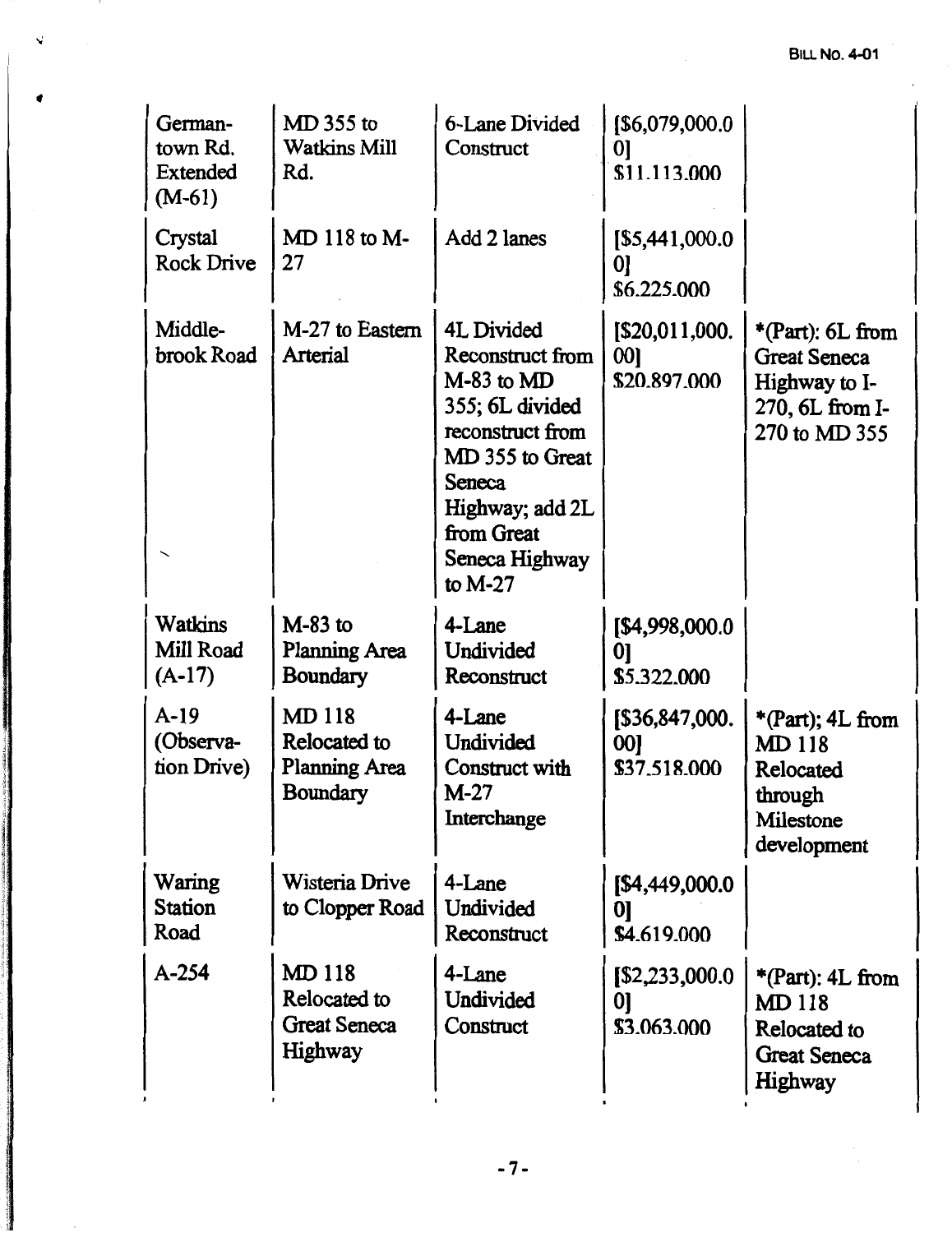| | | | | |
|---|---|---|---|---|
| German-town Rd. Extended (M-61) | MD 355 to Watkins Mill Rd. | 6-Lane Divided Construct | [$6,079,000.00] $11.113.000 | |
| Crystal Rock Drive | MD 118 to M-27 | Add 2 lanes | [$5,441,000.00] $6.225.000 | |
| Middle-brook Road | M-27 to Eastern Arterial | 4L Divided Reconstruct from M-83 to MD 355; 6L divided reconstruct from MD 355 to Great Seneca Highway; add 2L from Great Seneca Highway to M-27 | [$20,011,000.00] $20.897.000 | *(Part): 6L from Great Seneca Highway to I-270, 6L from I-270 to MD 355 |
| Watkins Mill Road (A-17) | M-83 to Planning Area Boundary | 4-Lane Undivided Reconstruct | [$4,998,000.00] $5.322.000 | |
| A-19 (Observa-tion Drive) | MD 118 Relocated to Planning Area Boundary | 4-Lane Undivided Construct with M-27 Interchange | [$36,847,000.00] $37.518.000 | *(Part); 4L from MD 118 Relocated through Milestone development |
| Waring Station Road | Wisteria Drive to Clopper Road | 4-Lane Undivided Reconstruct | [$4,449,000.00] $4.619.000 | |
| A-254 | MD 118 Relocated to Great Seneca Highway | 4-Lane Undivided Construct | [$2,233,000.00] $3.063.000 | *(Part): 4L from MD 118 Relocated to Great Seneca Highway |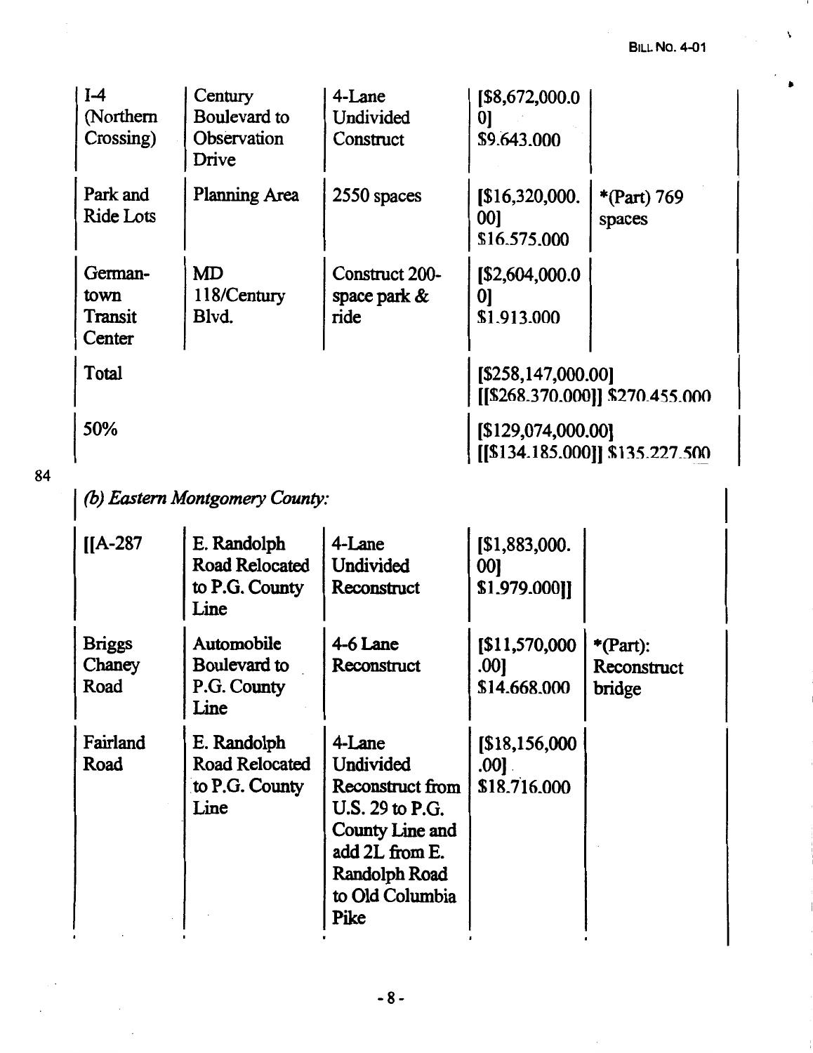| | | | | |
|---|---|---|---|---|
| I-4 (Northern Crossing) | Century Boulevard to Observation Drive | 4-Lane Undivided Construct | [$8,672,000.00] $9.643.000 | |
| Park and Ride Lots | Planning Area | 2550 spaces | [$16,320,000.00] $16.575.000 | *(Part) 769 spaces |
| Germantown Transit Center | MD 118/Century Blvd. | Construct 200-space park & ride | [$2,604,000.00] $1.913.000 | |
| Total | | | [$258,147,000.00] [[$268.370.000]] $270.455.000 | |
| 50% | | | [$129,074,000.00] [[$134.185.000]] $135.227.500 | |

84

*(b) Eastern Montgomery County:*

| | | | | |
|---|---|---|---|---|
| [[A-287 | E. Randolph Road Relocated to P.G. County Line | 4-Lane Undivided Reconstruct | [$1,883,000.00] $1.979.000]] | |
| Briggs Chaney Road | Automobile Boulevard to P.G. County Line | 4-6 Lane Reconstruct | [$11,570,000.00] $14.668.000 | *(Part): Reconstruct bridge |
| Fairland Road | E. Randolph Road Relocated to P.G. County Line | 4-Lane Undivided Reconstruct from U.S. 29 to P.G. County Line and add 2L from E. Randolph Road to Old Columbia Pike | [$18,156,000.00] $18.716.000 | |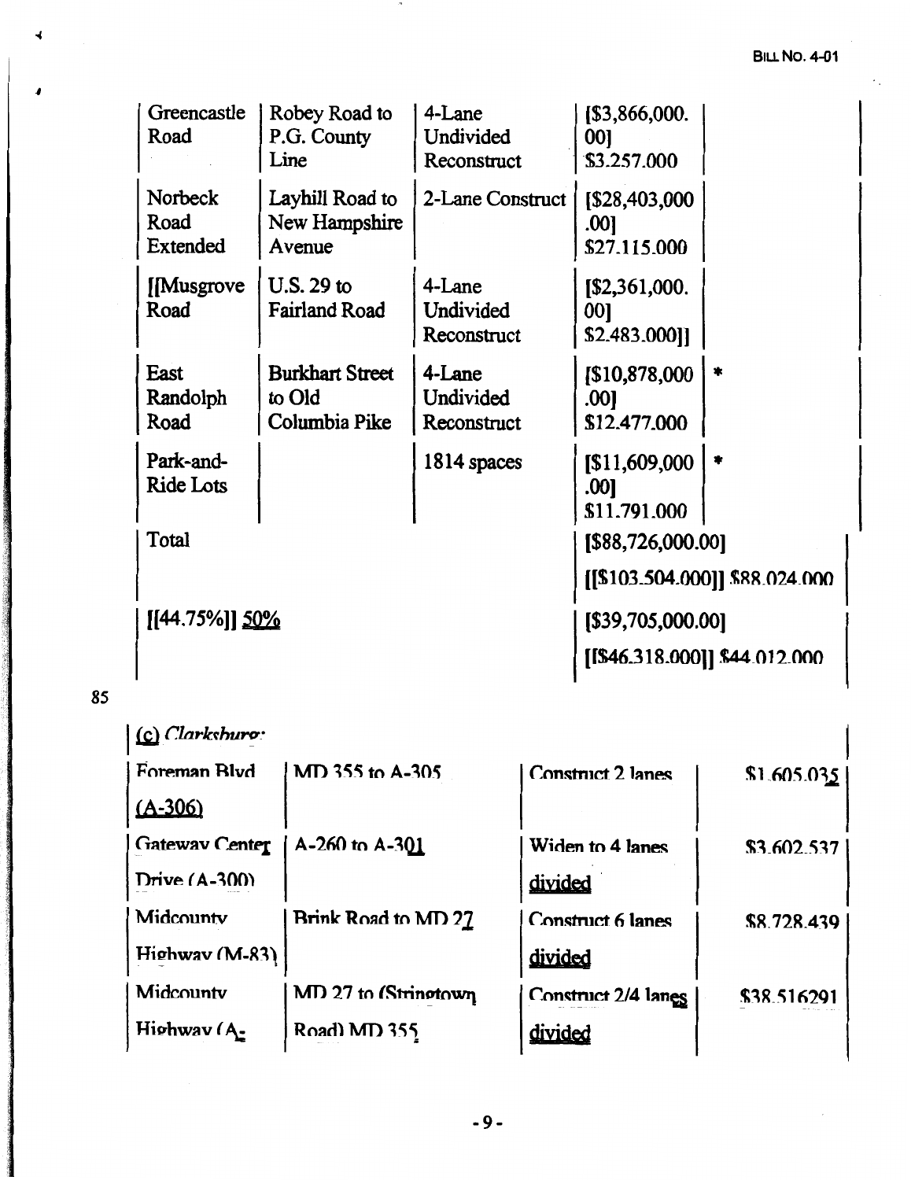| Greencastle Road | Robey Road to P.G. County Line | 4-Lane Undivided Reconstruct | [$3,866,000.00] $3.257.000 | |
|---|---|---|---|---|
| Norbeck Road Extended | Layhill Road to New Hampshire Avenue | 2-Lane Construct | [$28,403,000.00] $27.115.000 | |
| [[Musgrove Road | U.S. 29 to Fairland Road | 4-Lane Undivided Reconstruct | [$2,361,000.00] $2.483.000]] | |
| East Randolph Road | Burkhart Street to Old Columbia Pike | 4-Lane Undivided Reconstruct | [$10,878,000.00] $12.477.000 | * |
| Park-and-Ride Lots | | 1814 spaces | [$11,609,000.00] $11.791.000 | * |
| Total | | | [$88,726,000.00] [[$103.504.000]] $88.024.000 | |
| [[44.75%]] 50% | | | [$39,705,000.00] [[$46.318.000]] $44.012.000 | |

85

| (c) *Clarksburg:* | | | |
|---|---|---|---|
| Foreman Blvd (A-306) | MD 355 to A-305 | Construct 2 lanes | $1.605.035 |
| Gateway Center Drive (A-300) | A-260 to A-301 | Widen to 4 lanes divided | $3.602.537 |
| Midcounty Highway (M-83) | Brink Road to MD 27 | Construct 6 lanes divided | $8.728.439 |
| Midcounty Highway (A- | MD 27 to (Stringtown Road) MD 355 | Construct 2/4 lanes divided | $38.516291 |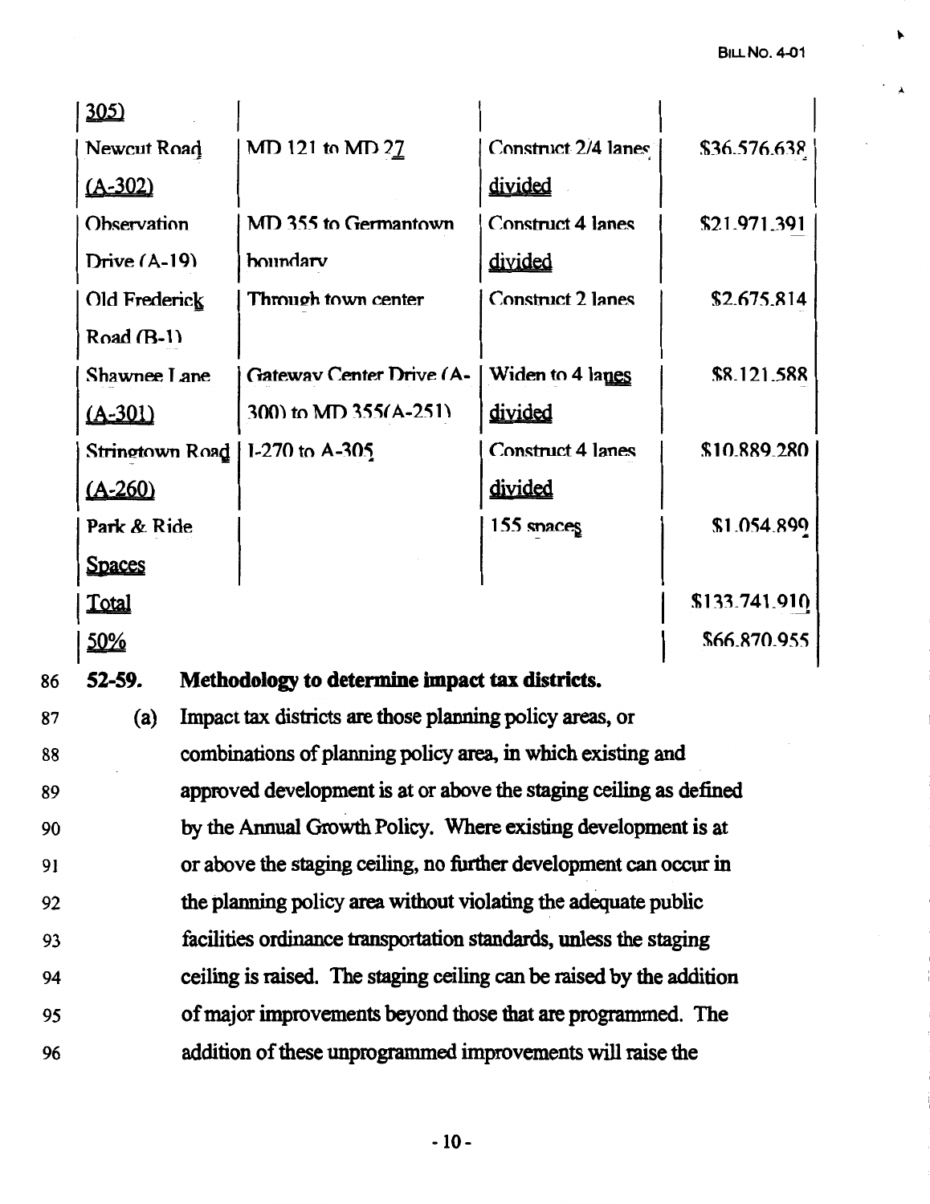| | | | |
|---|---|---|---|
| 305) | | | |
| Newcut Road (A-302) | MD 121 to MD 27 | Construct 2/4 lanes divided | $36,576,638 |
| Observation Drive (A-19) | MD 355 to Germantown boundary | Construct 4 lanes divided | $21,971,391 |
| Old Frederick Road (B-1) | Through town center | Construct 2 lanes | $2,675,814 |
| Shawnee Lane (A-301) | Gateway Center Drive (A-300) to MD 355(A-251) | Widen to 4 lanes divided | $8,121,588 |
| Stringtown Road (A-260) | I-270 to A-305 | Construct 4 lanes divided | $10,889,280 |
| Park & Ride Spaces | | 155 spaces | $1,054,899 |
| Total | | | $133,741,910 |
| 50% | | | $66,870,955 |

86 **52-59. Methodology to determine impact tax districts.**

87 (a) Impact tax districts are those planning policy areas, or
88 combinations of planning policy area, in which existing and
89 approved development is at or above the staging ceiling as defined
90 by the Annual Growth Policy. Where existing development is at
91 or above the staging ceiling, no further development can occur in
92 the planning policy area without violating the adequate public
93 facilities ordinance transportation standards, unless the staging
94 ceiling is raised. The staging ceiling can be raised by the addition
95 of major improvements beyond those that are programmed. The
96 addition of these unprogrammed improvements will raise the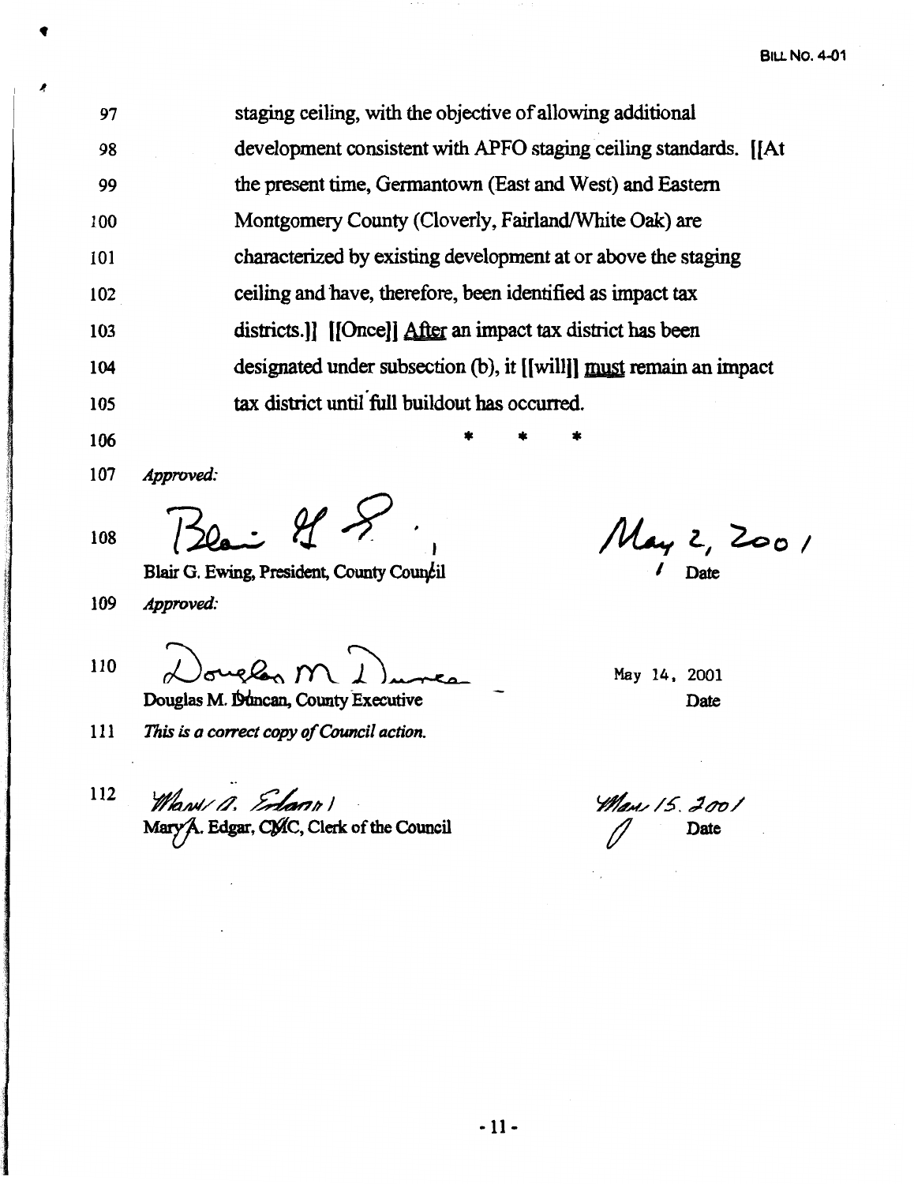97 staging ceiling, with the objective of allowing additional
98 development consistent with APFO staging ceiling standards. [[At
99 the present time, Germantown (East and West) and Eastern
100 Montgomery County (Cloverly, Fairland/White Oak) are
101 characterized by existing development at or above the staging
102 ceiling and have, therefore, been identified as impact tax
103 districts.]] [[Once]] <u>After</u> an impact tax district has been
104 designated under subsection (b), it [[will]] <u>must</u> remain an impact
105 tax district until full buildout has occurred.

106 * * *

107 *Approved:*

108 Blair G. Ewing, President, County Council — May 2, 2001 Date

109 *Approved:*

110 Douglas M. Duncan, County Executive — May 14, 2001 Date

111 *This is a correct copy of Council action.*

112 Mary A. Edgar, CMC, Clerk of the Council — May 15, 2001 Date